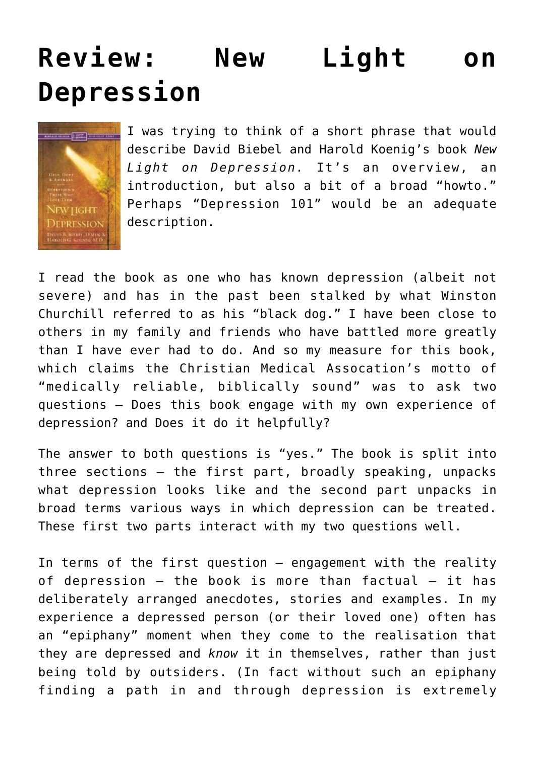# Review: New Light on Depression

I was trying to think of a short phrase that would describe David Biebel and Harold Koenig's book *New Light on Depression.* It's an overview, an introduction, but also a bit of a broad "howto." Perhaps "Depression 101" would be an adequate description.

I read the book as one who has known depression (albeit not severe) and has in the past been stalked by what Winston Churchill referred to as his "black dog." I have been close to others in my family and friends who have battled more greatly than I have ever had to do. And so my measure for this book, which claims the Christian Medical Assocation's motto of "medically reliable, biblically sound" was to ask two questions – Does this book engage with my own experience of depression? and Does it do it helpfully?

The answer to both questions is "yes." The book is split into three sections – the first part, broadly speaking, unpacks what depression looks like and the second part unpacks in broad terms various ways in which depression can be treated. These first two parts interact with my two questions well.

In terms of the first question – engagement with the reality of depression – the book is more than factual – it has deliberately arranged anecdotes, stories and examples. In my experience a depressed person (or their loved one) often has an "epiphany" moment when they come to the realisation that they are depressed and *know* it in themselves, rather than just being told by outsiders. (In fact without such an epiphany finding a path in and through depression is extremely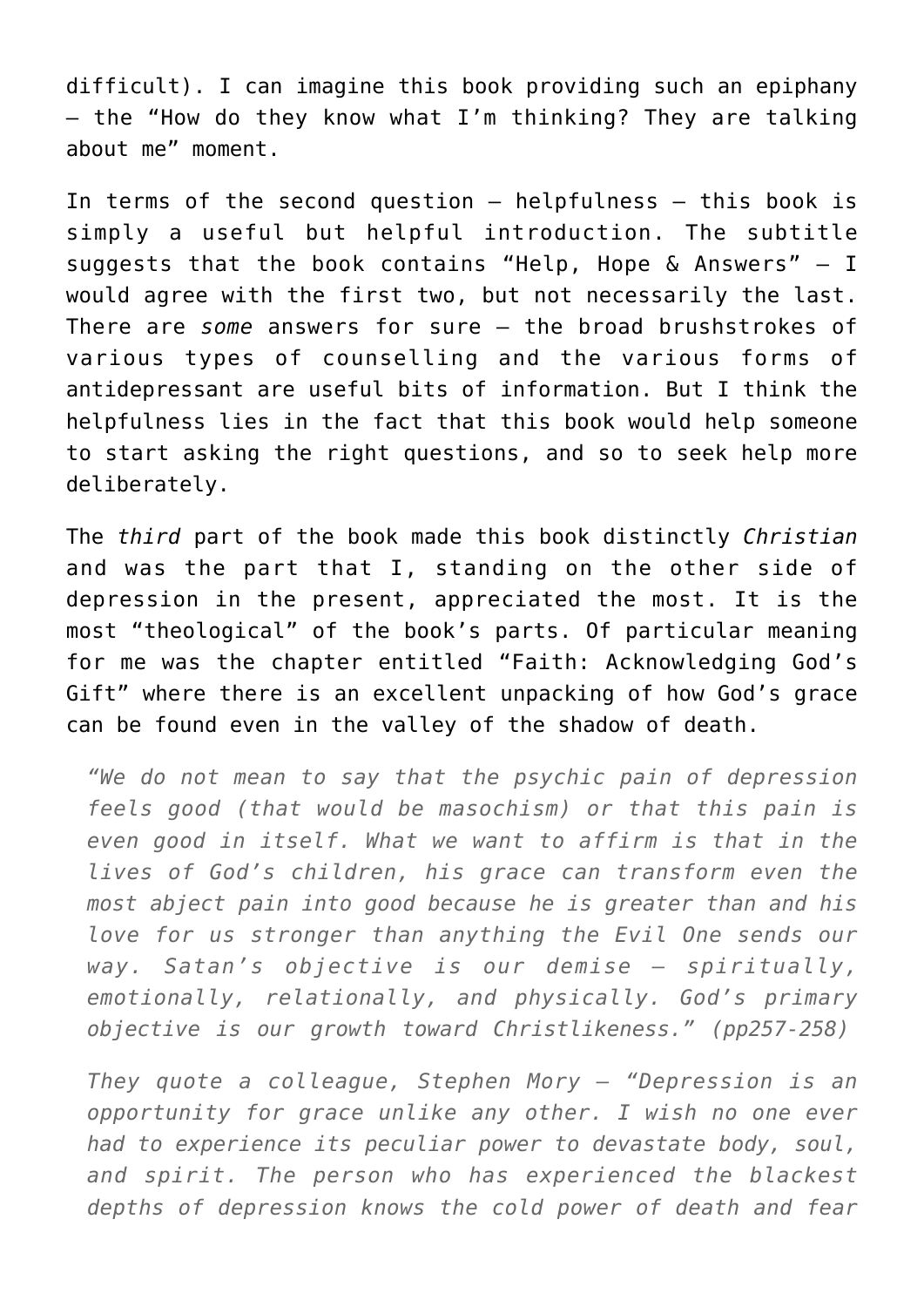difficult). I can imagine this book providing such an epiphany – the "How do they know what I'm thinking? They are talking about me" moment.

In terms of the second question – helpfulness – this book is simply a useful but helpful introduction. The subtitle suggests that the book contains "Help, Hope & Answers" – I would agree with the first two, but not necessarily the last. There are *some* answers for sure – the broad brushstrokes of various types of counselling and the various forms of antidepressant are useful bits of information. But I think the helpfulness lies in the fact that this book would help someone to start asking the right questions, and so to seek help more deliberately.

The *third* part of the book made this book distinctly *Christian* and was the part that I, standing on the other side of depression in the present, appreciated the most. It is the most "theological" of the book's parts. Of particular meaning for me was the chapter entitled "Faith: Acknowledging God's Gift" where there is an excellent unpacking of how God's grace can be found even in the valley of the shadow of death.

> *"We do not mean to say that the psychic pain of depression feels good (that would be masochism) or that this pain is even good in itself. What we want to affirm is that in the lives of God's children, his grace can transform even the most abject pain into good because he is greater than and his love for us stronger than anything the Evil One sends our way. Satan's objective is our demise – spiritually, emotionally, relationally, and physically. God's primary objective is our growth toward Christlikeness." (pp257-258)*

> *They quote a colleague, Stephen Mory – "Depression is an opportunity for grace unlike any other. I wish no one ever had to experience its peculiar power to devastate body, soul, and spirit. The person who has experienced the blackest depths of depression knows the cold power of death and fear*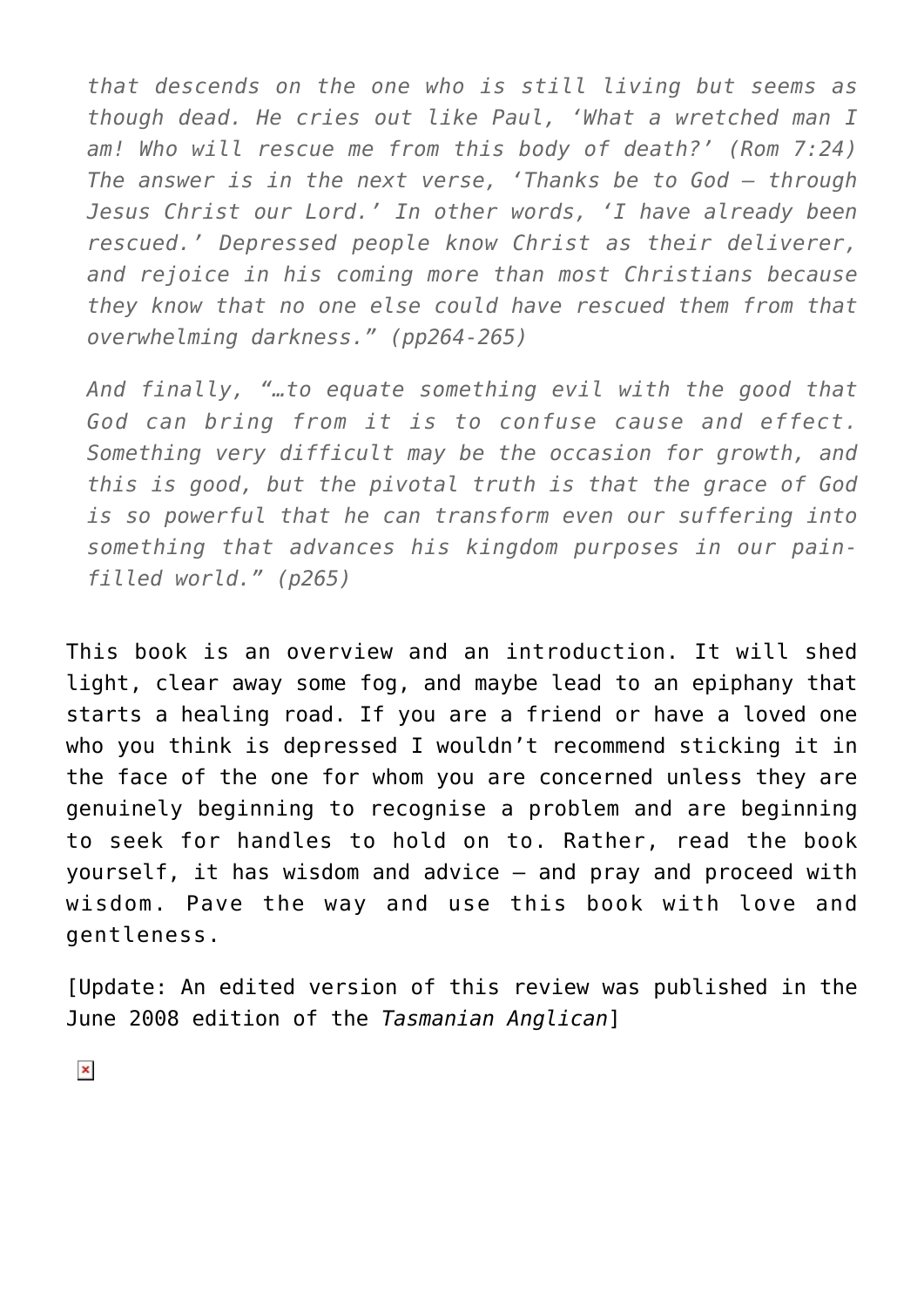*that descends on the one who is still living but seems as though dead. He cries out like Paul, 'What a wretched man I am! Who will rescue me from this body of death?' (Rom 7:24) The answer is in the next verse, 'Thanks be to God – through Jesus Christ our Lord.' In other words, 'I have already been rescued.' Depressed people know Christ as their deliverer, and rejoice in his coming more than most Christians because they know that no one else could have rescued them from that overwhelming darkness." (pp264-265)*

*And finally, "…to equate something evil with the good that God can bring from it is to confuse cause and effect. Something very difficult may be the occasion for growth, and this is good, but the pivotal truth is that the grace of God is so powerful that he can transform even our suffering into something that advances his kingdom purposes in our pain-filled world." (p265)*

This book is an overview and an introduction. It will shed light, clear away some fog, and maybe lead to an epiphany that starts a healing road. If you are a friend or have a loved one who you think is depressed I wouldn't recommend sticking it in the face of the one for whom you are concerned unless they are genuinely beginning to recognise a problem and are beginning to seek for handles to hold on to. Rather, read the book yourself, it has wisdom and advice – and pray and proceed with wisdom. Pave the way and use this book with love and gentleness.

[Update: An edited version of this review was published in the June 2008 edition of the *Tasmanian Anglican*]